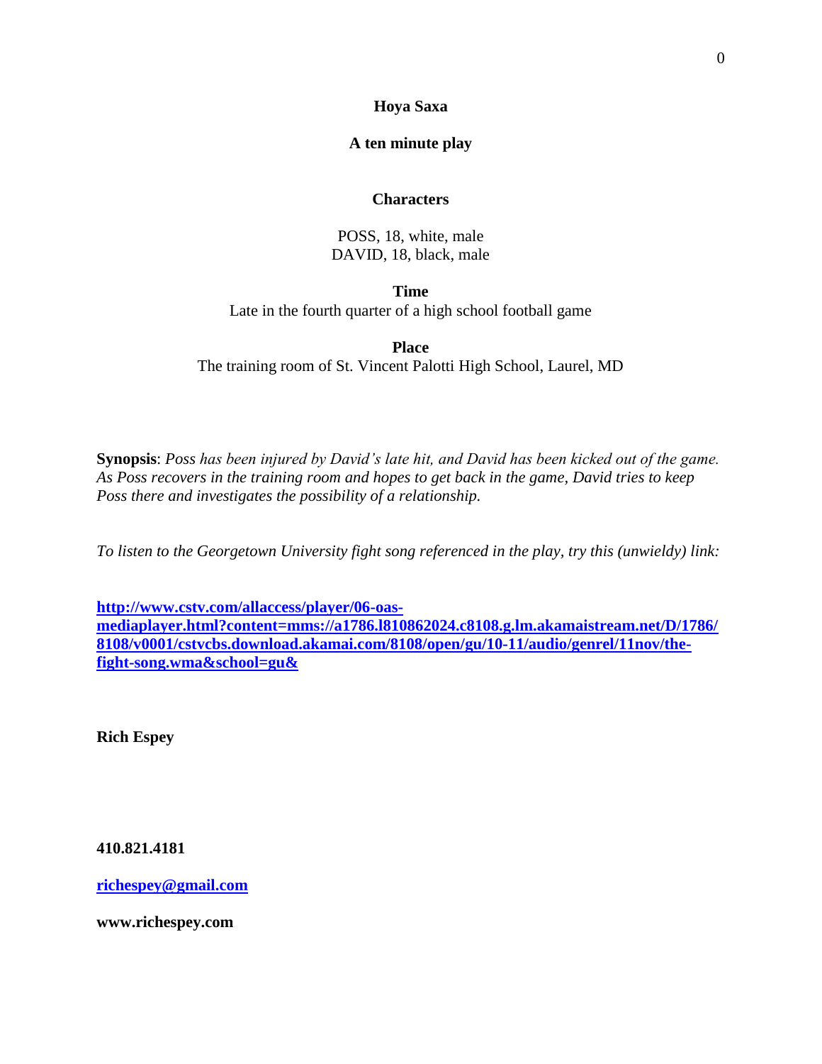# Hoya Saxa

**A ten minute play**

## Characters

POSS, 18, white, male
DAVID, 18, black, male

**Time**
Late in the fourth quarter of a high school football game

**Place**
The training room of St. Vincent Palotti High School, Laurel, MD

**Synopsis**: *Poss has been injured by David's late hit, and David has been kicked out of the game. As Poss recovers in the training room and hopes to get back in the game, David tries to keep Poss there and investigates the possibility of a relationship.*

*To listen to the Georgetown University fight song referenced in the play, try this (unwieldy) link:*

**http://www.cstv.com/allaccess/player/06-oas-mediaplayer.html?content=mms://a1786.l810862024.c8108.g.lm.akamaistream.net/D/1786/8108/v0001/cstvcbs.download.akamai.com/8108/open/gu/10-11/audio/genrel/11nov/the-fight-song.wma&school=gu&**

**Rich Espey**

**410.821.4181**

**richespey@gmail.com**

**www.richespey.com**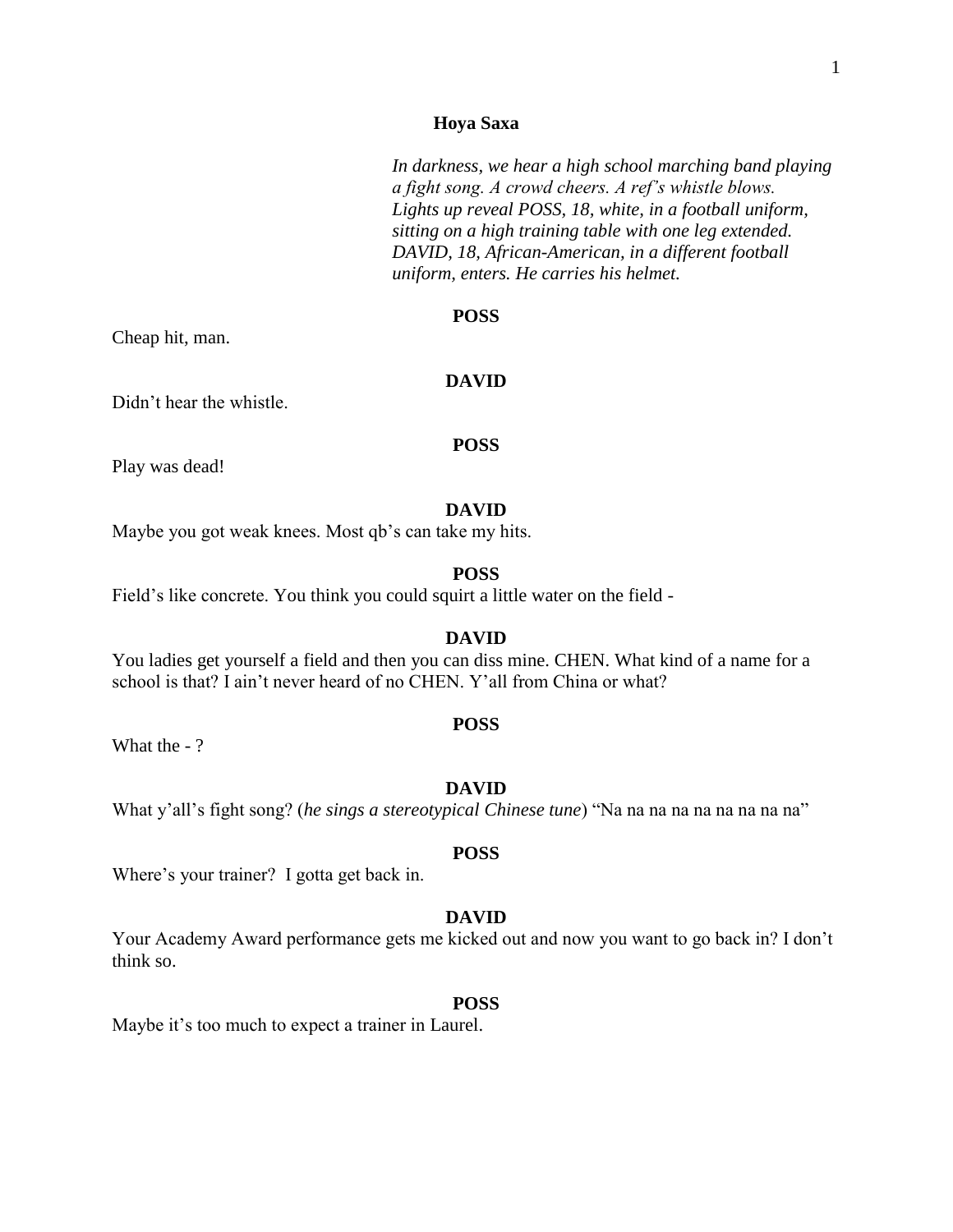**Hoya Saxa**

*In darkness, we hear a high school marching band playing a fight song. A crowd cheers. A ref's whistle blows. Lights up reveal POSS, 18, white, in a football uniform, sitting on a high training table with one leg extended. DAVID, 18, African-American, in a different football uniform, enters. He carries his helmet.*

**POSS**

Cheap hit, man.

**DAVID**

Didn't hear the whistle.

**POSS**

Play was dead!

**DAVID**

Maybe you got weak knees. Most qb's can take my hits.

**POSS**

Field's like concrete. You think you could squirt a little water on the field -

**DAVID**

You ladies get yourself a field and then you can diss mine. CHEN. What kind of a name for a school is that? I ain't never heard of no CHEN. Y'all from China or what?

**POSS**

What the - ?

**DAVID**

What y'all's fight song? (*he sings a stereotypical Chinese tune*) "Na na na na na na na na na"

**POSS**

Where's your trainer? I gotta get back in.

**DAVID**

Your Academy Award performance gets me kicked out and now you want to go back in? I don't think so.

**POSS**

Maybe it's too much to expect a trainer in Laurel.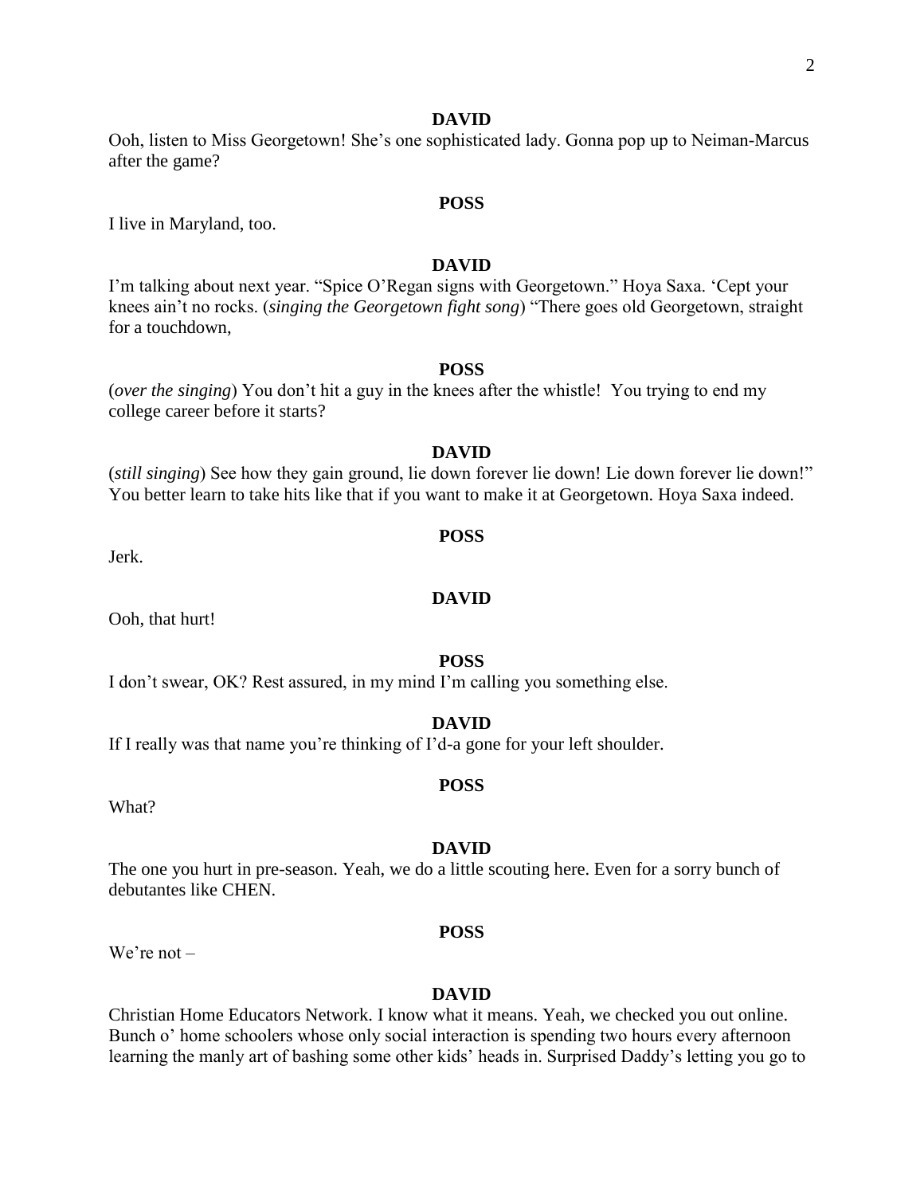**DAVID**

Ooh, listen to Miss Georgetown! She's one sophisticated lady. Gonna pop up to Neiman-Marcus after the game?

**POSS**

I live in Maryland, too.

**DAVID**

I'm talking about next year. "Spice O'Regan signs with Georgetown." Hoya Saxa. 'Cept your knees ain't no rocks. (*singing the Georgetown fight song*) "There goes old Georgetown, straight for a touchdown,

**POSS**

(*over the singing*) You don't hit a guy in the knees after the whistle! You trying to end my college career before it starts?

**DAVID**

(*still singing*) See how they gain ground, lie down forever lie down! Lie down forever lie down!" You better learn to take hits like that if you want to make it at Georgetown. Hoya Saxa indeed.

**POSS**

Jerk.

**DAVID**

Ooh, that hurt!

**POSS**

I don't swear, OK? Rest assured, in my mind I'm calling you something else.

**DAVID**

If I really was that name you're thinking of I'd-a gone for your left shoulder.

**POSS**

What?

**DAVID**

The one you hurt in pre-season. Yeah, we do a little scouting here. Even for a sorry bunch of debutantes like CHEN.

**POSS**

We're not –

**DAVID**

Christian Home Educators Network. I know what it means. Yeah, we checked you out online. Bunch o' home schoolers whose only social interaction is spending two hours every afternoon learning the manly art of bashing some other kids' heads in. Surprised Daddy's letting you go to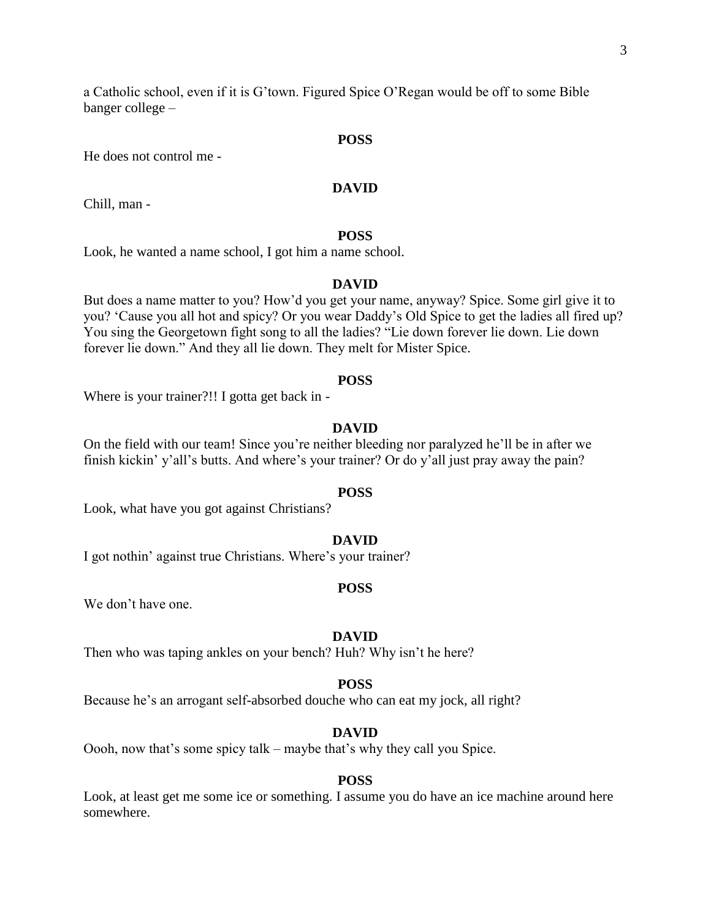a Catholic school, even if it is G'town. Figured Spice O'Regan would be off to some Bible banger college –

**POSS**

He does not control me -

**DAVID**

Chill, man -

**POSS**

Look, he wanted a name school, I got him a name school.

**DAVID**

But does a name matter to you? How'd you get your name, anyway? Spice. Some girl give it to you? 'Cause you all hot and spicy? Or you wear Daddy's Old Spice to get the ladies all fired up? You sing the Georgetown fight song to all the ladies? "Lie down forever lie down. Lie down forever lie down." And they all lie down. They melt for Mister Spice.

**POSS**

Where is your trainer?!! I gotta get back in -

**DAVID**

On the field with our team! Since you're neither bleeding nor paralyzed he'll be in after we finish kickin' y'all's butts. And where's your trainer? Or do y'all just pray away the pain?

**POSS**

Look, what have you got against Christians?

**DAVID**

I got nothin' against true Christians. Where's your trainer?

**POSS**

We don't have one.

**DAVID**

Then who was taping ankles on your bench? Huh? Why isn't he here?

**POSS**

Because he's an arrogant self-absorbed douche who can eat my jock, all right?

**DAVID**

Oooh, now that's some spicy talk – maybe that's why they call you Spice.

**POSS**

Look, at least get me some ice or something. I assume you do have an ice machine around here somewhere.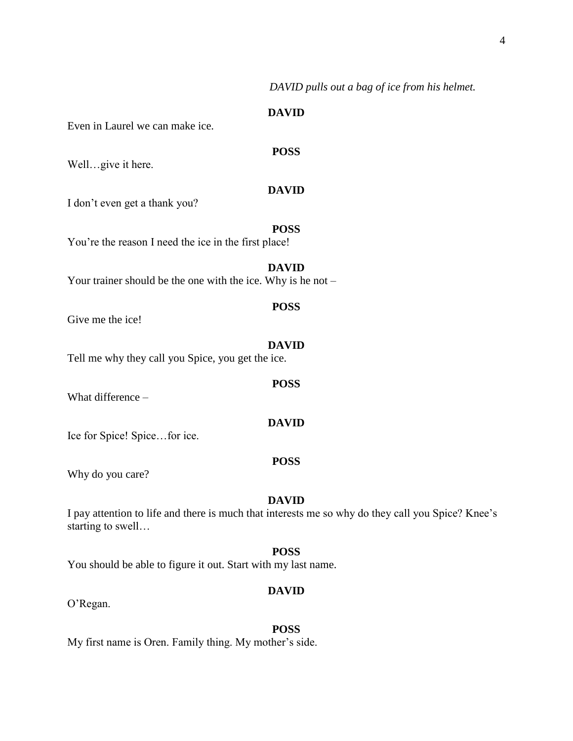*DAVID pulls out a bag of ice from his helmet.*

**DAVID**

Even in Laurel we can make ice.

**POSS**

Well…give it here.

**DAVID**

I don't even get a thank you?

**POSS**

You're the reason I need the ice in the first place!

**DAVID**

Your trainer should be the one with the ice. Why is he not –

**POSS**

Give me the ice!

**DAVID**

Tell me why they call you Spice, you get the ice.

**POSS**

What difference –

**DAVID**

Ice for Spice! Spice…for ice.

**POSS**

Why do you care?

**DAVID**

I pay attention to life and there is much that interests me so why do they call you Spice? Knee's starting to swell…

**POSS**

You should be able to figure it out. Start with my last name.

**DAVID**

O'Regan.

**POSS**

My first name is Oren. Family thing. My mother's side.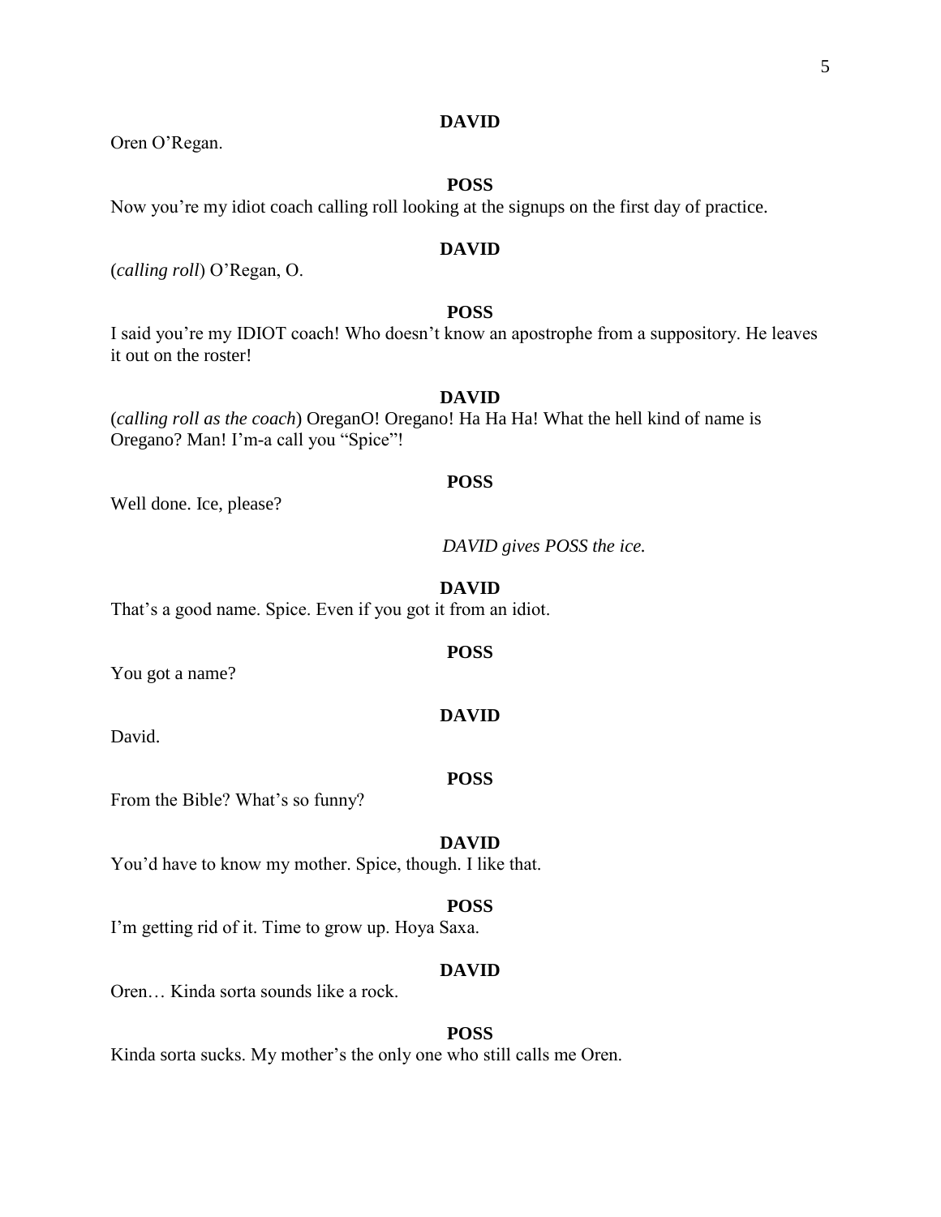**DAVID**

Oren O'Regan.

**POSS**

Now you're my idiot coach calling roll looking at the signups on the first day of practice.

**DAVID**

(*calling roll*) O'Regan, O.

**POSS**

I said you're my IDIOT coach! Who doesn't know an apostrophe from a suppository. He leaves it out on the roster!

**DAVID**

(*calling roll as the coach*) OreganO! Oregano! Ha Ha Ha! What the hell kind of name is Oregano? Man! I'm-a call you "Spice"!

**POSS**

Well done. Ice, please?

*DAVID gives POSS the ice.*

**DAVID**

That's a good name. Spice. Even if you got it from an idiot.

**POSS**

You got a name?

**DAVID**

David.

**POSS**

From the Bible? What's so funny?

**DAVID**

You'd have to know my mother. Spice, though. I like that.

**POSS**

I'm getting rid of it. Time to grow up. Hoya Saxa.

**DAVID**

Oren… Kinda sorta sounds like a rock.

**POSS**

Kinda sorta sucks. My mother's the only one who still calls me Oren.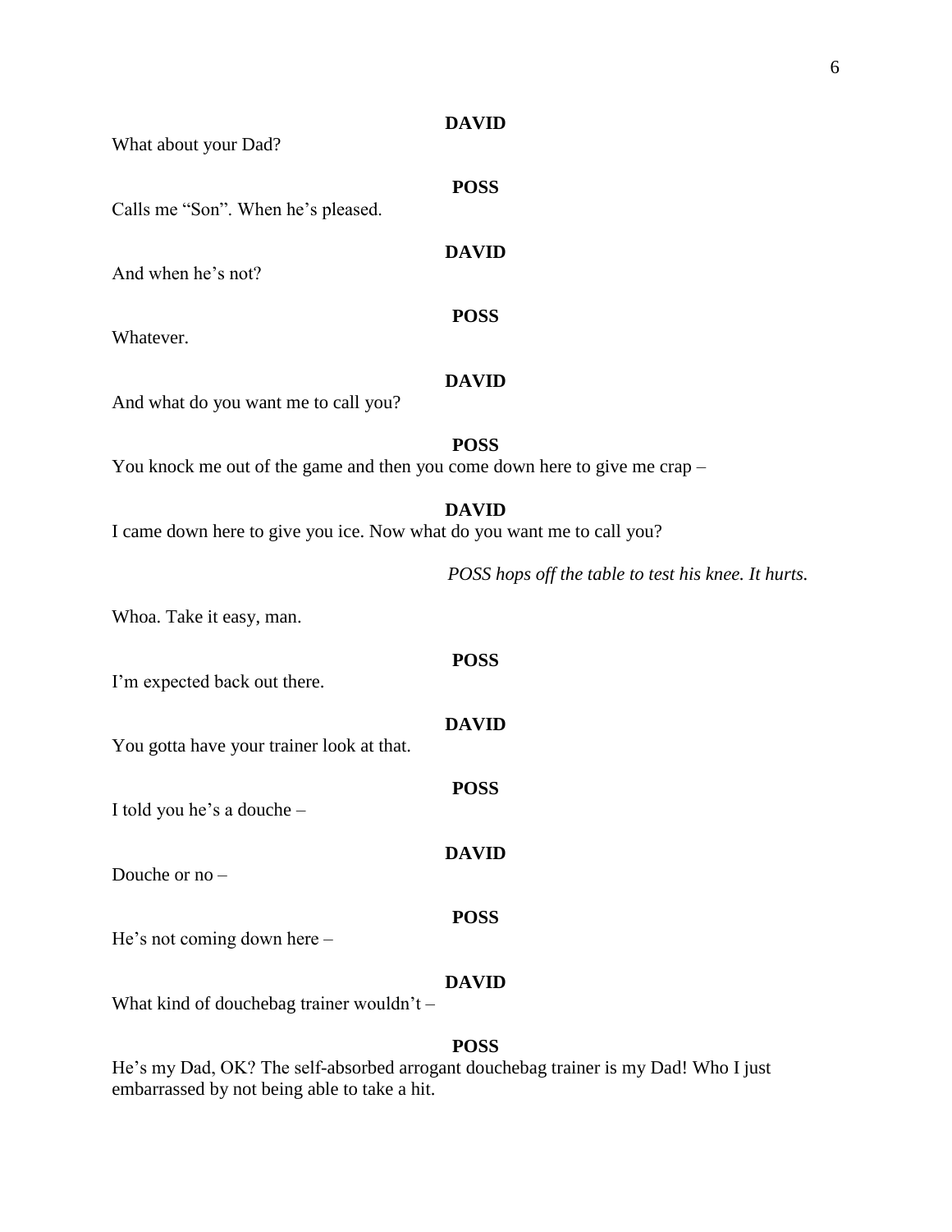**DAVID**

What about your Dad?

**POSS**

Calls me "Son". When he's pleased.

**DAVID**

And when he's not?

**POSS**

Whatever.

**DAVID**

And what do you want me to call you?

**POSS**

You knock me out of the game and then you come down here to give me crap –

**DAVID**

I came down here to give you ice. Now what do you want me to call you?

*POSS hops off the table to test his knee. It hurts.*

Whoa. Take it easy, man.

**POSS**

I'm expected back out there.

**DAVID**

You gotta have your trainer look at that.

**POSS**

I told you he's a douche –

**DAVID**

Douche or no –

**POSS**

He's not coming down here –

**DAVID**

What kind of douchebag trainer wouldn't –

**POSS**

He's my Dad, OK? The self-absorbed arrogant douchebag trainer is my Dad! Who I just embarrassed by not being able to take a hit.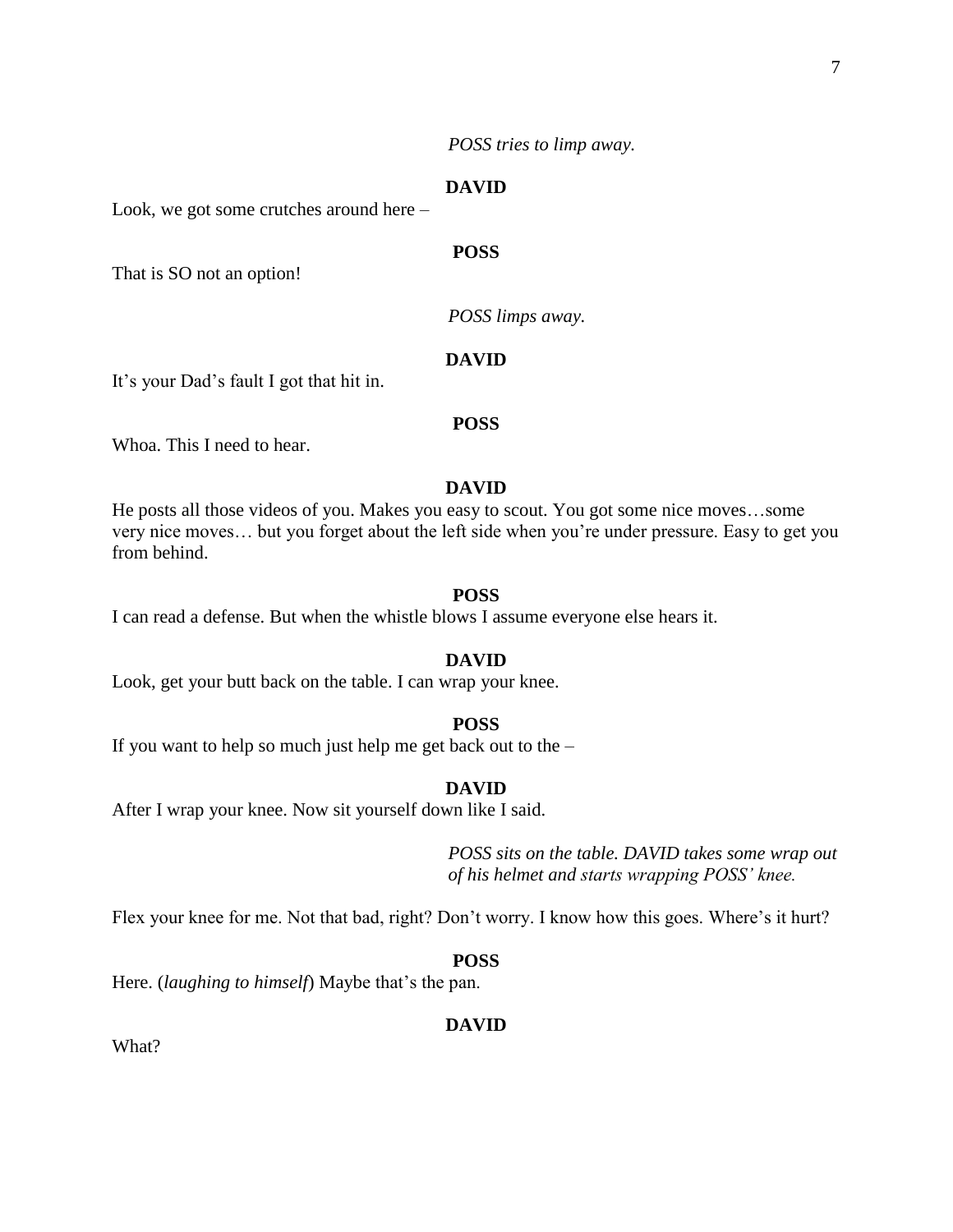*POSS tries to limp away.*

**DAVID**

Look, we got some crutches around here –

**POSS**

That is SO not an option!

*POSS limps away.*

**DAVID**

It's your Dad's fault I got that hit in.

**POSS**

Whoa. This I need to hear.

**DAVID**

He posts all those videos of you. Makes you easy to scout. You got some nice moves…some very nice moves… but you forget about the left side when you're under pressure. Easy to get you from behind.

**POSS**

I can read a defense. But when the whistle blows I assume everyone else hears it.

**DAVID**

Look, get your butt back on the table. I can wrap your knee.

**POSS**

If you want to help so much just help me get back out to the –

**DAVID**

After I wrap your knee. Now sit yourself down like I said.

*POSS sits on the table. DAVID takes some wrap out of his helmet and starts wrapping POSS' knee.*

Flex your knee for me. Not that bad, right? Don't worry. I know how this goes. Where's it hurt?

**POSS**

Here. (*laughing to himself*) Maybe that's the pan.

**DAVID**

What?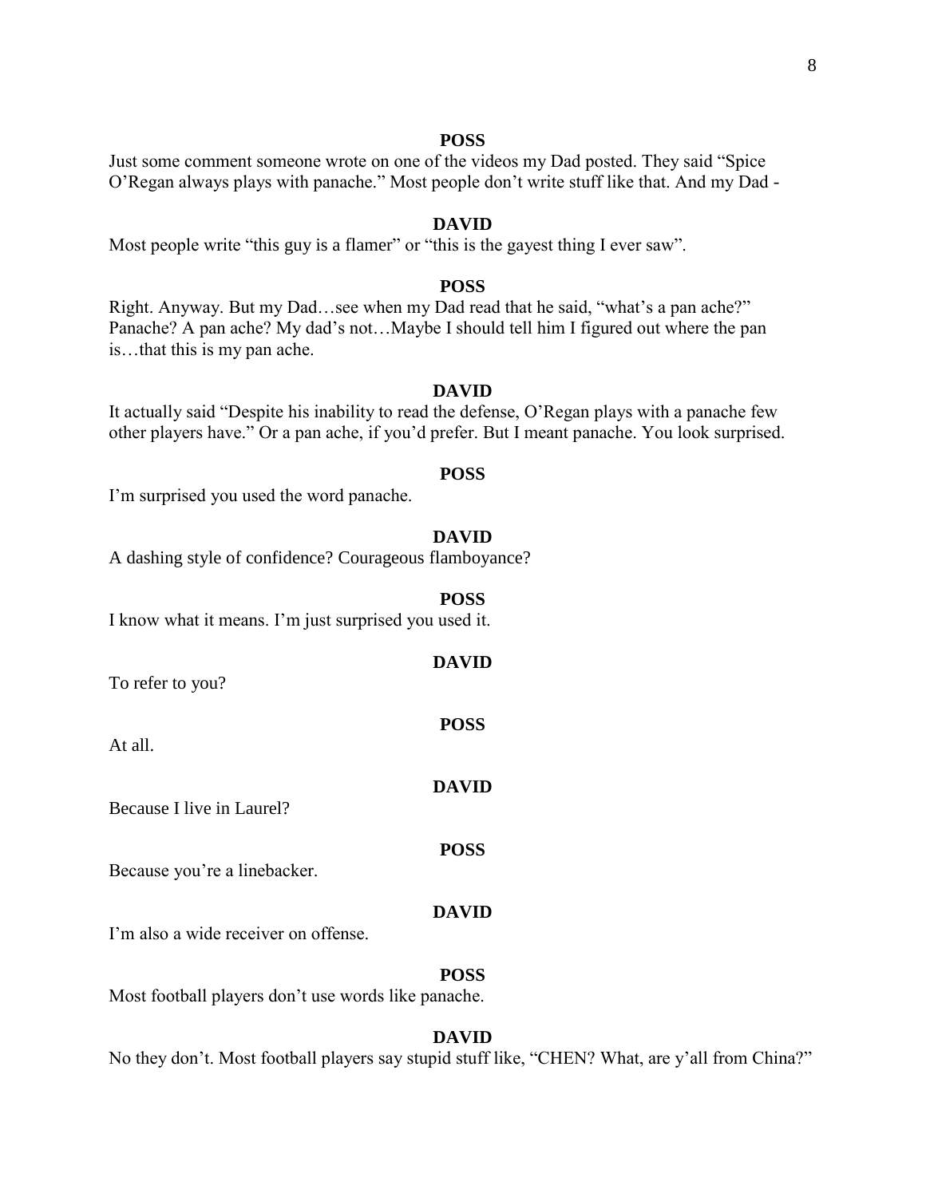**POSS**

Just some comment someone wrote on one of the videos my Dad posted. They said "Spice O'Regan always plays with panache." Most people don't write stuff like that. And my Dad -

**DAVID**

Most people write "this guy is a flamer" or "this is the gayest thing I ever saw".

**POSS**

Right. Anyway. But my Dad…see when my Dad read that he said, "what's a pan ache?" Panache? A pan ache? My dad's not…Maybe I should tell him I figured out where the pan is…that this is my pan ache.

**DAVID**

It actually said "Despite his inability to read the defense, O'Regan plays with a panache few other players have." Or a pan ache, if you'd prefer. But I meant panache. You look surprised.

**POSS**

I'm surprised you used the word panache.

**DAVID**

A dashing style of confidence? Courageous flamboyance?

**POSS**

I know what it means. I'm just surprised you used it.

**DAVID**

To refer to you?

**POSS**

At all.

**DAVID**

Because I live in Laurel?

**POSS**

Because you're a linebacker.

**DAVID**

I'm also a wide receiver on offense.

**POSS**

Most football players don't use words like panache.

**DAVID**

No they don't. Most football players say stupid stuff like, "CHEN? What, are y'all from China?"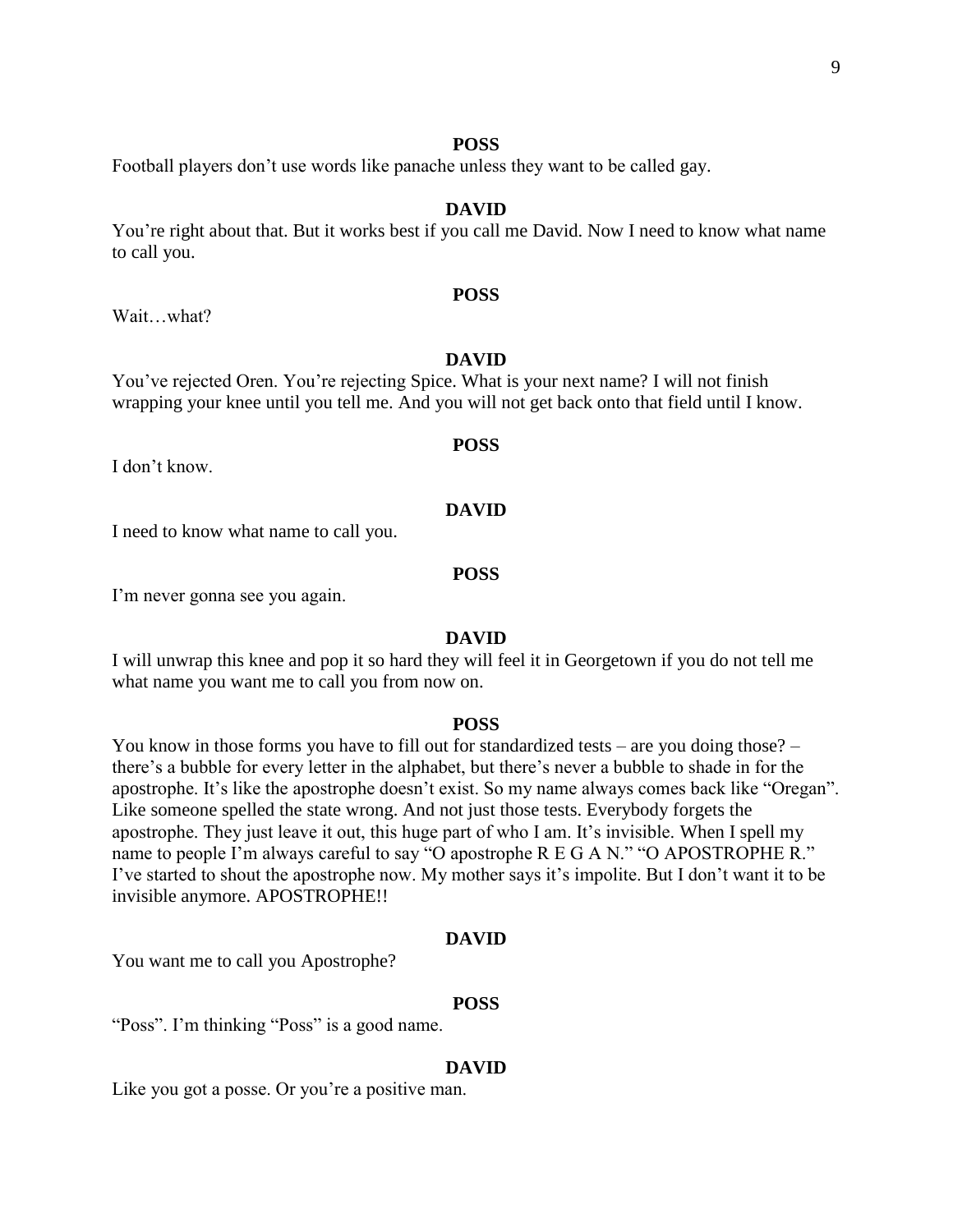**POSS**

Football players don't use words like panache unless they want to be called gay.

**DAVID**

You're right about that. But it works best if you call me David. Now I need to know what name to call you.

**POSS**

Wait…what?

**DAVID**

You've rejected Oren. You're rejecting Spice. What is your next name? I will not finish wrapping your knee until you tell me. And you will not get back onto that field until I know.

**POSS**

I don't know.

**DAVID**

I need to know what name to call you.

**POSS**

I'm never gonna see you again.

**DAVID**

I will unwrap this knee and pop it so hard they will feel it in Georgetown if you do not tell me what name you want me to call you from now on.

**POSS**

You know in those forms you have to fill out for standardized tests – are you doing those? – there's a bubble for every letter in the alphabet, but there's never a bubble to shade in for the apostrophe. It's like the apostrophe doesn't exist. So my name always comes back like "Oregan". Like someone spelled the state wrong. And not just those tests. Everybody forgets the apostrophe. They just leave it out, this huge part of who I am. It's invisible. When I spell my name to people I'm always careful to say "O apostrophe R E G A N." "O APOSTROPHE R." I've started to shout the apostrophe now. My mother says it's impolite. But I don't want it to be invisible anymore. APOSTROPHE!!

**DAVID**

You want me to call you Apostrophe?

**POSS**

"Poss". I'm thinking "Poss" is a good name.

**DAVID**

Like you got a posse. Or you're a positive man.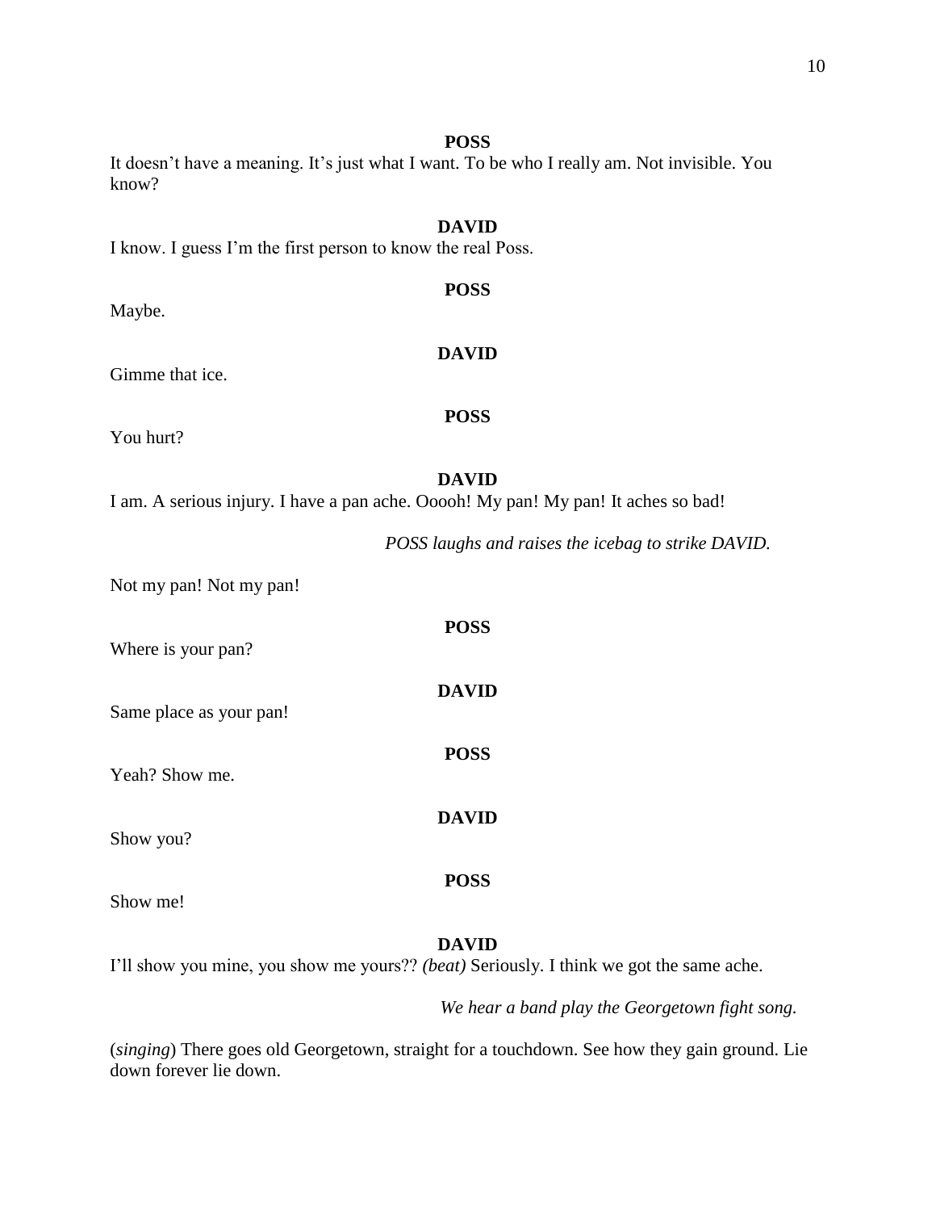**POSS**

It doesn't have a meaning. It's just what I want. To be who I really am. Not invisible. You know?

**DAVID**

I know. I guess I'm the first person to know the real Poss.

**POSS**

Maybe.

**DAVID**

Gimme that ice.

**POSS**

You hurt?

**DAVID**

I am. A serious injury. I have a pan ache. Ooooh! My pan! My pan! It aches so bad!

*POSS laughs and raises the icebag to strike DAVID.*

Not my pan! Not my pan!

**POSS**

Where is your pan?

**DAVID**

Same place as your pan!

**POSS**

Yeah? Show me.

**DAVID**

Show you?

**POSS**

Show me!

**DAVID**

I'll show you mine, you show me yours?? *(beat)* Seriously. I think we got the same ache.

*We hear a band play the Georgetown fight song.*

(*singing*) There goes old Georgetown, straight for a touchdown. See how they gain ground. Lie down forever lie down.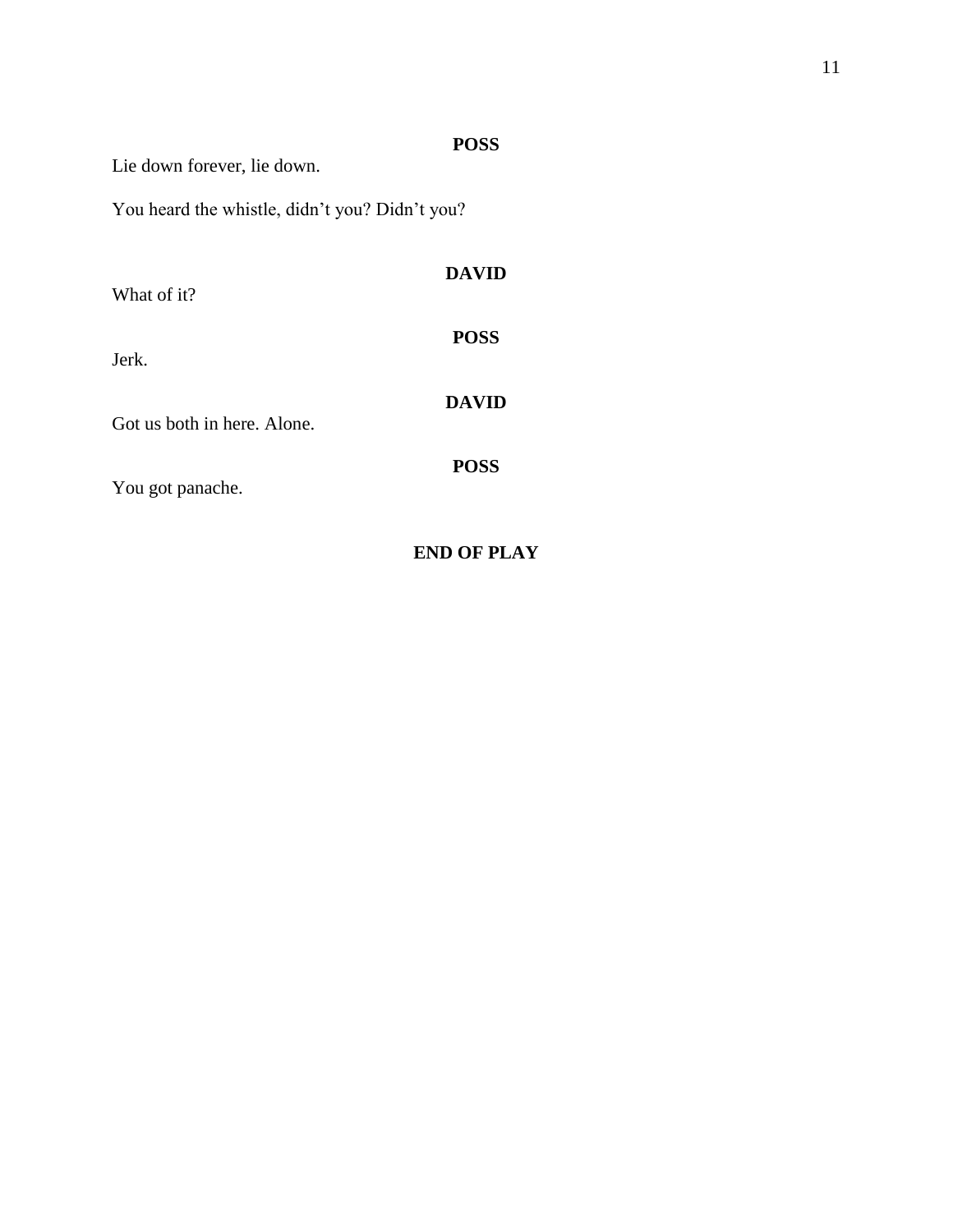**POSS**

Lie down forever, lie down.

You heard the whistle, didn't you? Didn't you?

**DAVID**

What of it?

**POSS**

Jerk.

**DAVID**

Got us both in here. Alone.

**POSS**

You got panache.

**END OF PLAY**